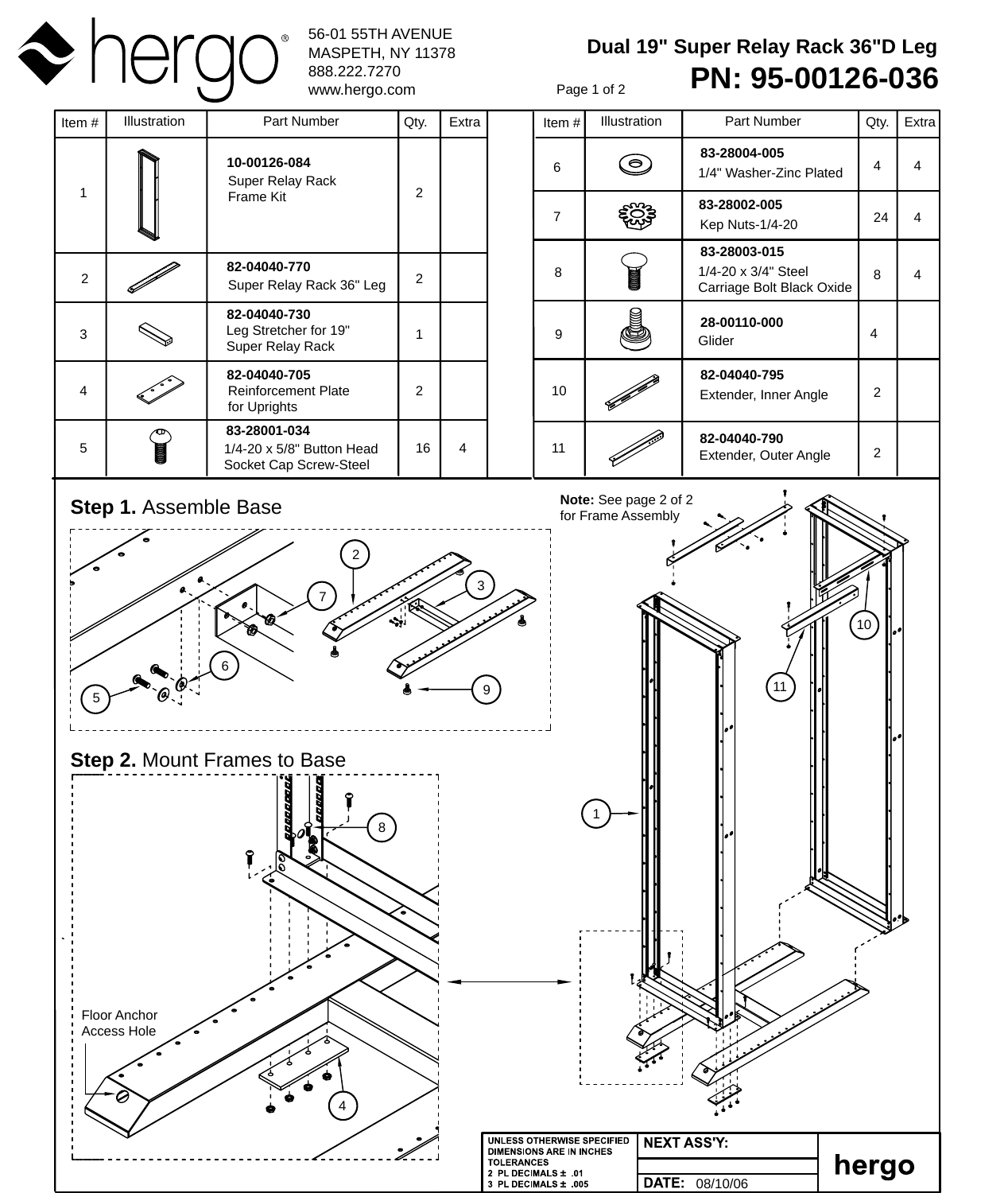hergo®

56-01 55TH AVENUE
MASPETH, NY 11378
888.222.7270
www.hergo.com

# Dual 19" Super Relay Rack 36"D Leg

## PN: 95-00126-036

| Item # | Illustration | Part Number | Qty. | Extra |
|---|---|---|---|---|
| 1 | | **10-00126-084** Super Relay Rack Frame Kit | 2 | |
| 2 | | **82-04040-770** Super Relay Rack 36" Leg | 2 | |
| 3 | | **82-04040-730** Leg Stretcher for 19" Super Relay Rack | 1 | |
| 4 | | **82-04040-705** Reinforcement Plate for Uprights | 2 | |
| 5 | | **83-28001-034** 1/4-20 x 5/8" Button Head Socket Cap Screw-Steel | 16 | 4 |
| 6 | | **83-28004-005** 1/4" Washer-Zinc Plated | 4 | 4 |
| 7 | | **83-28002-005** Kep Nuts-1/4-20 | 24 | 4 |
| 8 | | **83-28003-015** 1/4-20 x 3/4" Steel Carriage Bolt Black Oxide | 8 | 4 |
| 9 | | **28-00110-000** Glider | 4 | |
| 10 | | **82-04040-795** Extender, Inner Angle | 2 | |
| 11 | | **82-04040-790** Extender, Outer Angle | 2 | |

**Step 1.** Assemble Base

**Note:** See page 2 of 2 for Frame Assembly

**Step 2.** Mount Frames to Base

Floor Anchor Access Hole

| UNLESS OTHERWISE SPECIFIED DIMENSIONS ARE IN INCHES TOLERANCES 2 PL DECIMALS ± .01 3 PL DECIMALS ± .005 | NEXT ASS'Y: | hergo |
|---|---|---|
| | DATE: 08/10/06 | |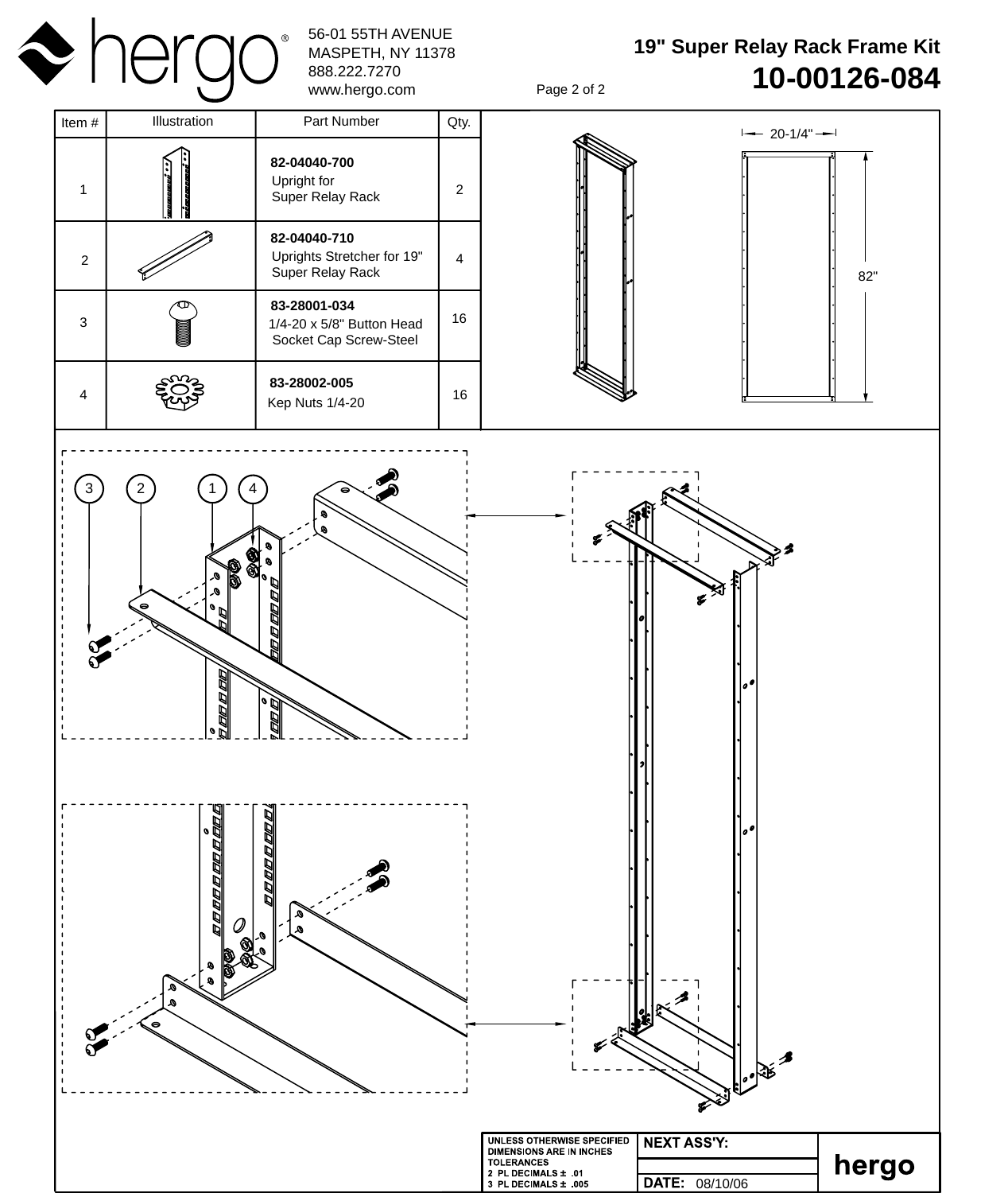hergo®

56-01 55TH AVENUE
MASPETH, NY 11378
888.222.7270
www.hergo.com

# 19" Super Relay Rack Frame Kit

## 10-00126-084

| Item # | Illustration | Part Number | Qty. |
|---|---|---|---|
| 1 | | **82-04040-700** Upright for Super Relay Rack | 2 |
| 2 | | **82-04040-710** Uprights Stretcher for 19" Super Relay Rack | 4 |
| 3 | | **83-28001-034** 1/4-20 x 5/8" Button Head Socket Cap Screw-Steel | 16 |
| 4 | | **83-28002-005** Kep Nuts 1/4-20 | 16 |

20-1/4"

82"

3 2 1 4

| UNLESS OTHERWISE SPECIFIED DIMENSIONS ARE IN INCHES TOLERANCES 2 PL DECIMALS ± .01 3 PL DECIMALS ± .005 | NEXT ASS'Y: | hergo |
|---|---|---|
| | DATE: 08/10/06 | |